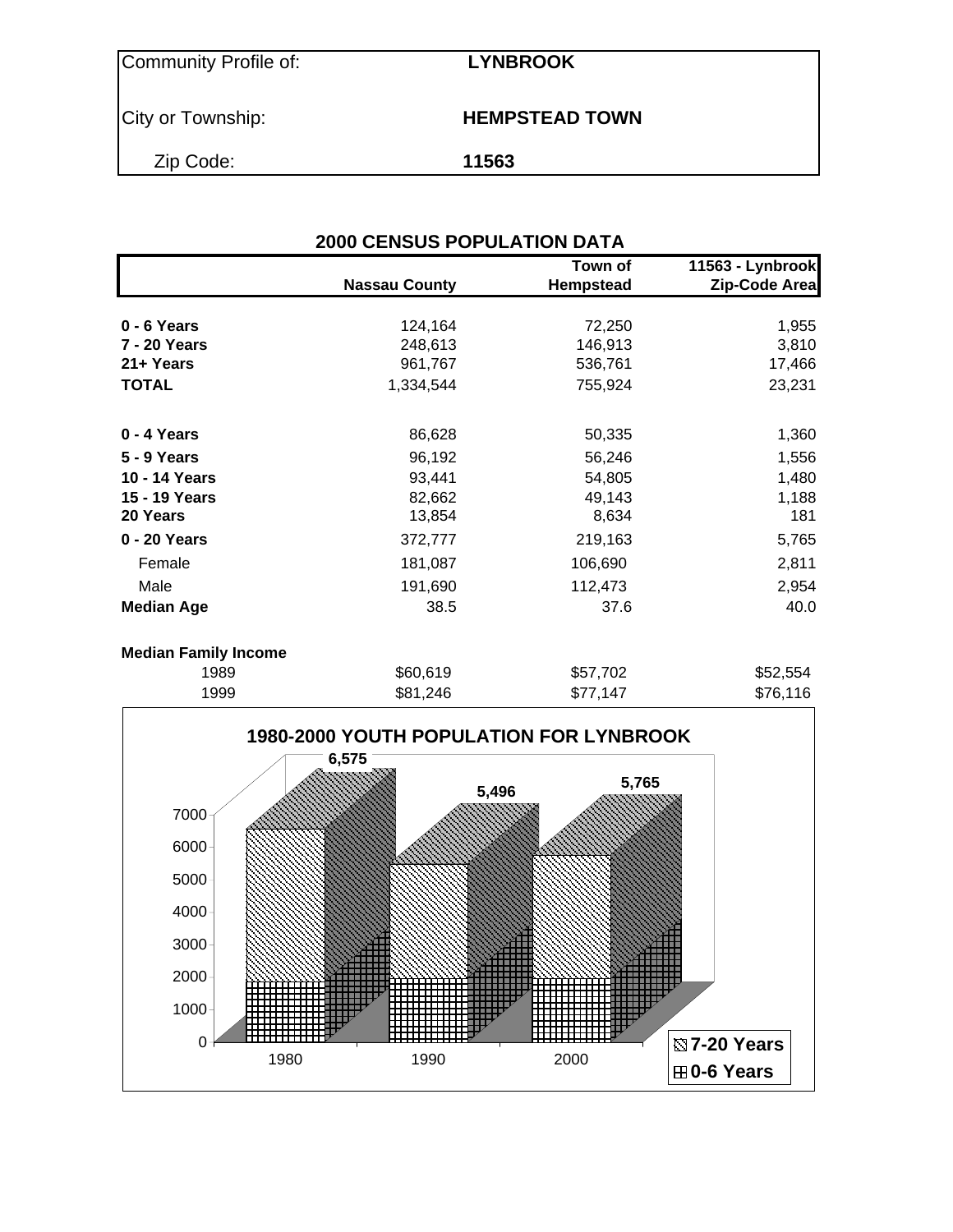| Community Profile of: | **LYNBROOK** |
|---|---|
| City or Township: | **HEMPSTEAD TOWN** |
| Zip Code: | **11563** |

## 2000 CENSUS POPULATION DATA

| | Nassau County | Town of Hempstead | 11563 - Lynbrook Zip-Code Area |
|---|---|---|---|
| **0 - 6 Years** | 124,164 | 72,250 | 1,955 |
| **7 - 20 Years** | 248,613 | 146,913 | 3,810 |
| **21+ Years** | 961,767 | 536,761 | 17,466 |
| **TOTAL** | 1,334,544 | 755,924 | 23,231 |
| | | | |
| **0 - 4 Years** | 86,628 | 50,335 | 1,360 |
| **5 - 9 Years** | 96,192 | 56,246 | 1,556 |
| **10 - 14 Years** | 93,441 | 54,805 | 1,480 |
| **15 - 19 Years** | 82,662 | 49,143 | 1,188 |
| **20 Years** | 13,854 | 8,634 | 181 |
| **0 - 20 Years** | 372,777 | 219,163 | 5,765 |
| Female | 181,087 | 106,690 | 2,811 |
| Male | 191,690 | 112,473 | 2,954 |
| **Median Age** | 38.5 | 37.6 | 40.0 |
| | | | |
| **Median Family Income** | | | |
| 1989 | $60,619 | $57,702 | $52,554 |
| 1999 | $81,246 | $77,147 | $76,116 |

**1980-2000 YOUTH POPULATION FOR LYNBROOK**

| Year | Total (0-20 Years) |
|---|---|
| 1980 | 6,575 |
| 1990 | 5,496 |
| 2000 | 5,765 |

Legend: 7-20 Years; 0-6 Years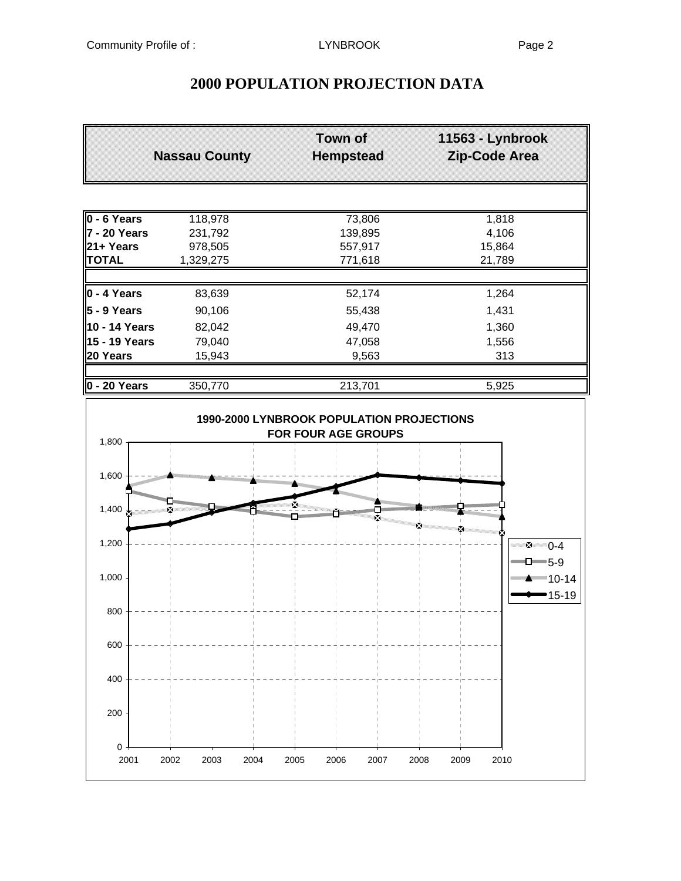# 2000 POPULATION PROJECTION DATA

| | Nassau County | Town of Hempstead | 11563 - Lynbrook Zip-Code Area |
|---|---|---|---|
| **0 - 6 Years** | 118,978 | 73,806 | 1,818 |
| **7 - 20 Years** | 231,792 | 139,895 | 4,106 |
| **21+ Years** | 978,505 | 557,917 | 15,864 |
| **TOTAL** | 1,329,275 | 771,618 | 21,789 |
| | | | |
| **0 - 4 Years** | 83,639 | 52,174 | 1,264 |
| **5 - 9 Years** | 90,106 | 55,438 | 1,431 |
| **10 - 14 Years** | 82,042 | 49,470 | 1,360 |
| **15 - 19 Years** | 79,040 | 47,058 | 1,556 |
| **20 Years** | 15,943 | 9,563 | 313 |
| | | | |
| **0 - 20 Years** | 350,770 | 213,701 | 5,925 |

**1990-2000 LYNBROOK POPULATION PROJECTIONS FOR FOUR AGE GROUPS**

Legend: 0-4, 5-9, 10-14, 15-19

Y-axis: 0 to 1,800 (intervals of 200)
X-axis: 2001 to 2010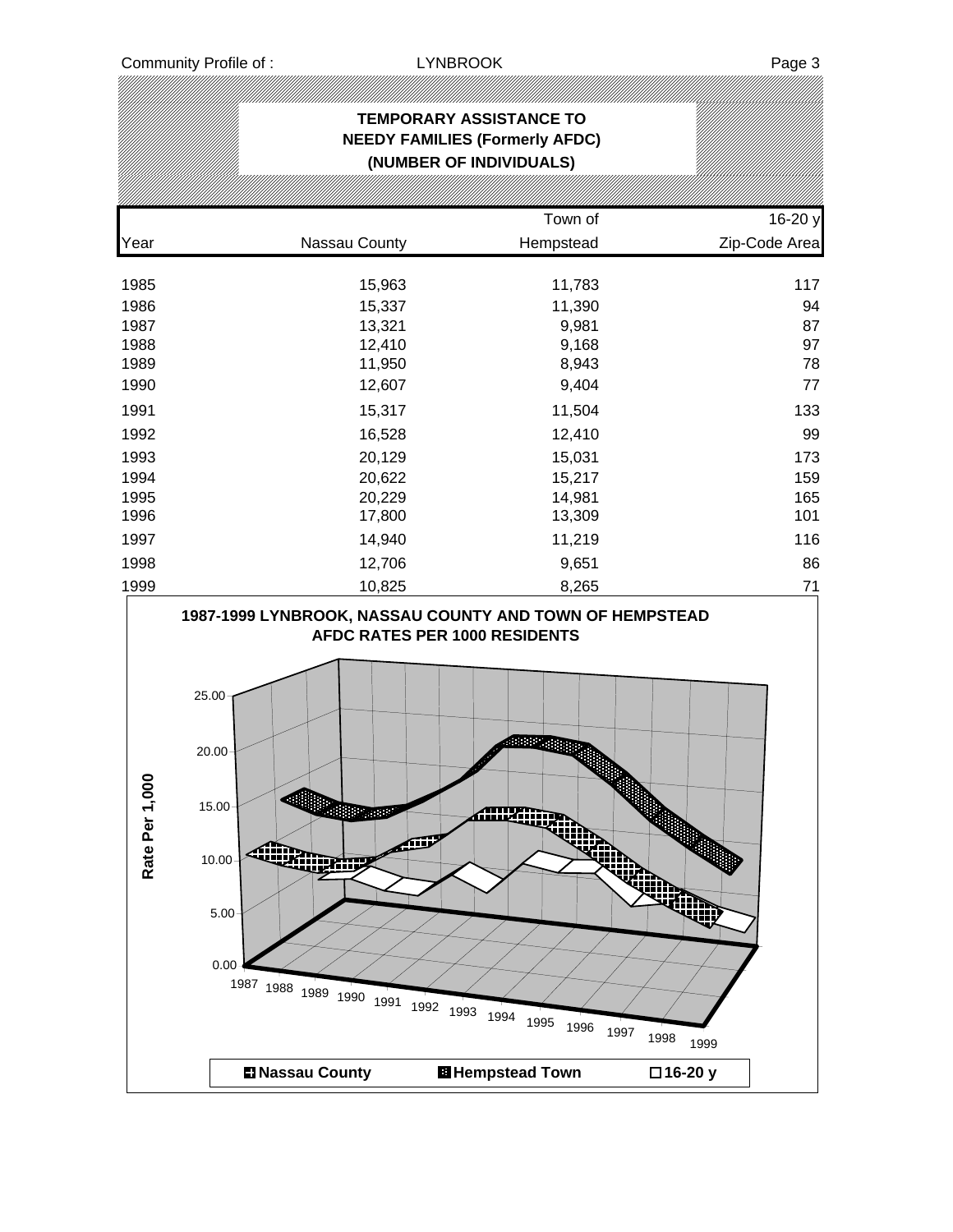# TEMPORARY ASSISTANCE TO NEEDY FAMILIES (Formerly AFDC) (NUMBER OF INDIVIDUALS)

| Year | Nassau County | Town of Hempstead | 16-20 y Zip-Code Area |
|---|---|---|---|
| 1985 | 15,963 | 11,783 | 117 |
| 1986 | 15,337 | 11,390 | 94 |
| 1987 | 13,321 | 9,981 | 87 |
| 1988 | 12,410 | 9,168 | 97 |
| 1989 | 11,950 | 8,943 | 78 |
| 1990 | 12,607 | 9,404 | 77 |
| 1991 | 15,317 | 11,504 | 133 |
| 1992 | 16,528 | 12,410 | 99 |
| 1993 | 20,129 | 15,031 | 173 |
| 1994 | 20,622 | 15,217 | 159 |
| 1995 | 20,229 | 14,981 | 165 |
| 1996 | 17,800 | 13,309 | 101 |
| 1997 | 14,940 | 11,219 | 116 |
| 1998 | 12,706 | 9,651 | 86 |
| 1999 | 10,825 | 8,265 | 71 |

**1987-1999 LYNBROOK, NASSAU COUNTY AND TOWN OF HEMPSTEAD AFDC RATES PER 1000 RESIDENTS**

Rate Per 1,000: 0.00, 5.00, 10.00, 15.00, 20.00, 25.00

Years: 1987, 1988, 1989, 1990, 1991, 1992, 1993, 1994, 1995, 1996, 1997, 1998, 1999

Legend: Nassau County, Hempstead Town, 16-20 y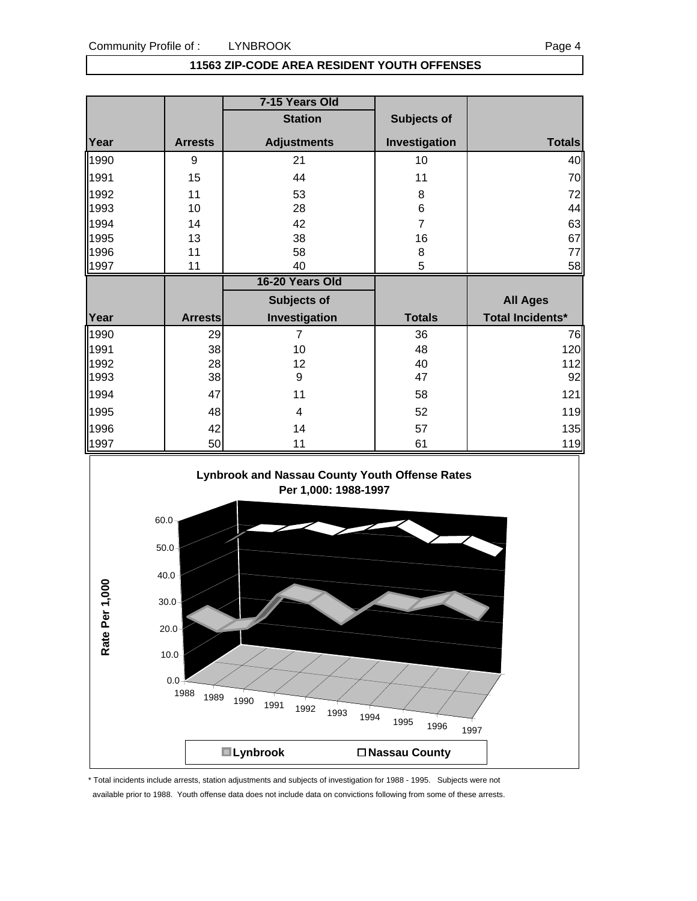## 11563 ZIP-CODE AREA RESIDENT YOUTH OFFENSES

| | | 7-15 Years Old | | |
|---|---|---|---|---|
| | | Station | Subjects of | |
| Year | Arrests | Adjustments | Investigation | Totals |
| 1990 | 9 | 21 | 10 | 40 |
| 1991 | 15 | 44 | 11 | 70 |
| 1992 | 11 | 53 | 8 | 72 |
| 1993 | 10 | 28 | 6 | 44 |
| 1994 | 14 | 42 | 7 | 63 |
| 1995 | 13 | 38 | 16 | 67 |
| 1996 | 11 | 58 | 8 | 77 |
| 1997 | 11 | 40 | 5 | 58 |

| | | 16-20 Years Old | | |
|---|---|---|---|---|
| | | Subjects of | | All Ages |
| Year | Arrests | Investigation | Totals | Total Incidents* |
| 1990 | 29 | 7 | 36 | 76 |
| 1991 | 38 | 10 | 48 | 120 |
| 1992 | 28 | 12 | 40 | 112 |
| 1993 | 38 | 9 | 47 | 92 |
| 1994 | 47 | 11 | 58 | 121 |
| 1995 | 48 | 4 | 52 | 119 |
| 1996 | 42 | 14 | 57 | 135 |
| 1997 | 50 | 11 | 61 | 119 |

**Lynbrook and Nassau County Youth Offense Rates Per 1,000: 1988-1997**

\* Total incidents include arrests, station adjustments and subjects of investigation for 1988 - 1995. Subjects were not available prior to 1988. Youth offense data does not include data on convictions following from some of these arrests.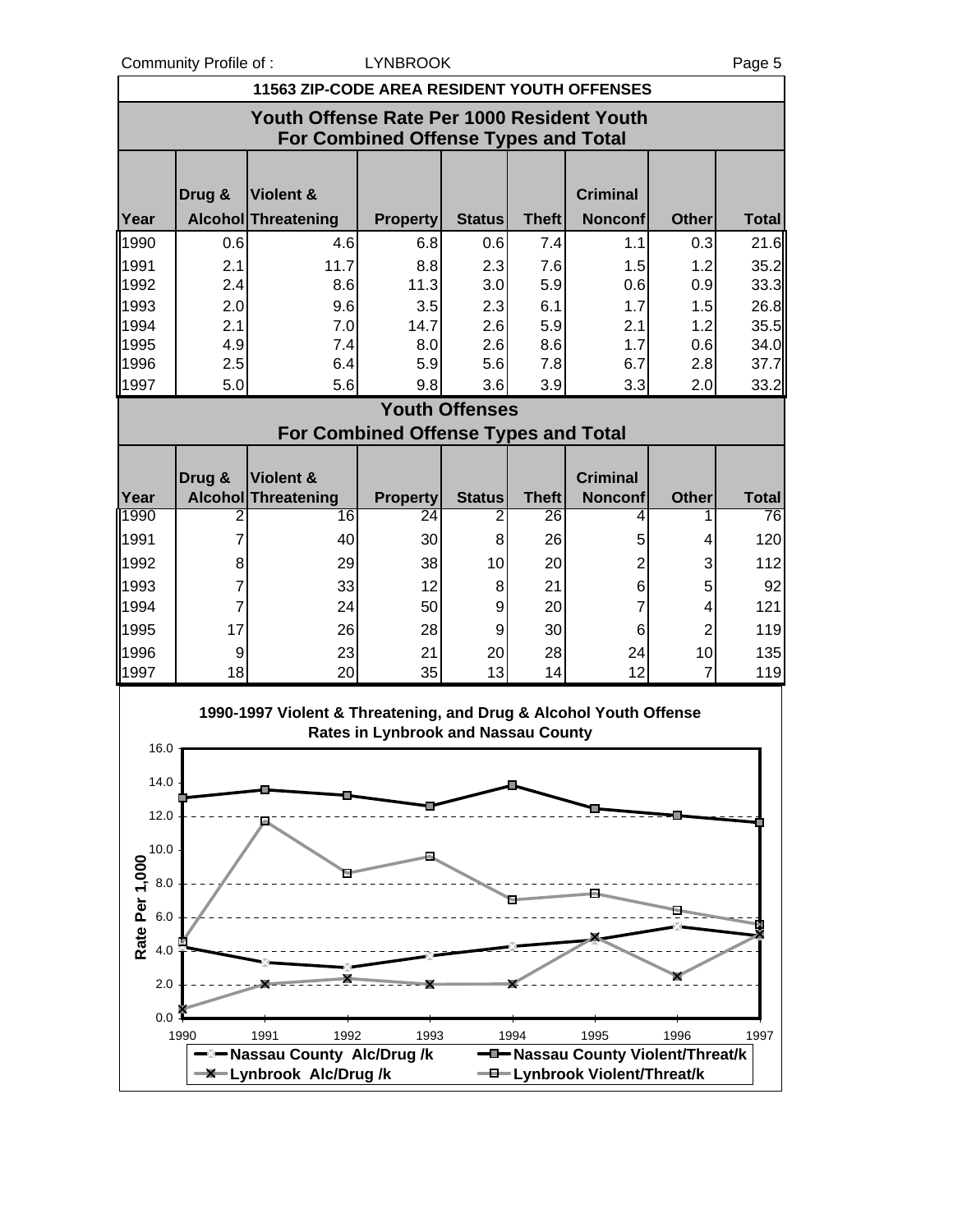## 11563 ZIP-CODE AREA RESIDENT YOUTH OFFENSES

### Youth Offense Rate Per 1000 Resident Youth For Combined Offense Types and Total

| Year | Drug & Alcohol | Violent & Threatening | Property | Status | Theft | Criminal Nonconf | Other | Total |
|---|---|---|---|---|---|---|---|---|
| 1990 | 0.6 | 4.6 | 6.8 | 0.6 | 7.4 | 1.1 | 0.3 | 21.6 |
| 1991 | 2.1 | 11.7 | 8.8 | 2.3 | 7.6 | 1.5 | 1.2 | 35.2 |
| 1992 | 2.4 | 8.6 | 11.3 | 3.0 | 5.9 | 0.6 | 0.9 | 33.3 |
| 1993 | 2.0 | 9.6 | 3.5 | 2.3 | 6.1 | 1.7 | 1.5 | 26.8 |
| 1994 | 2.1 | 7.0 | 14.7 | 2.6 | 5.9 | 2.1 | 1.2 | 35.5 |
| 1995 | 4.9 | 7.4 | 8.0 | 2.6 | 8.6 | 1.7 | 0.6 | 34.0 |
| 1996 | 2.5 | 6.4 | 5.9 | 5.6 | 7.8 | 6.7 | 2.8 | 37.7 |
| 1997 | 5.0 | 5.6 | 9.8 | 3.6 | 3.9 | 3.3 | 2.0 | 33.2 |

### Youth Offenses For Combined Offense Types and Total

| Year | Drug & Alcohol | Violent & Threatening | Property | Status | Theft | Criminal Nonconf | Other | Total |
|---|---|---|---|---|---|---|---|---|
| 1990 | 2 | 16 | 24 | 2 | 26 | 4 | 1 | 76 |
| 1991 | 7 | 40 | 30 | 8 | 26 | 5 | 4 | 120 |
| 1992 | 8 | 29 | 38 | 10 | 20 | 2 | 3 | 112 |
| 1993 | 7 | 33 | 12 | 8 | 21 | 6 | 5 | 92 |
| 1994 | 7 | 24 | 50 | 9 | 20 | 7 | 4 | 121 |
| 1995 | 17 | 26 | 28 | 9 | 30 | 6 | 2 | 119 |
| 1996 | 9 | 23 | 21 | 20 | 28 | 24 | 10 | 135 |
| 1997 | 18 | 20 | 35 | 13 | 14 | 12 | 7 | 119 |

**1990-1997 Violent & Threatening, and Drug & Alcohol Youth Offense Rates in Lynbrook and Nassau County**

Rate Per 1,000

Legend: Nassau County Alc/Drug /k; Nassau County Violent/Threat/k; Lynbrook Alc/Drug /k; Lynbrook Violent/Threat/k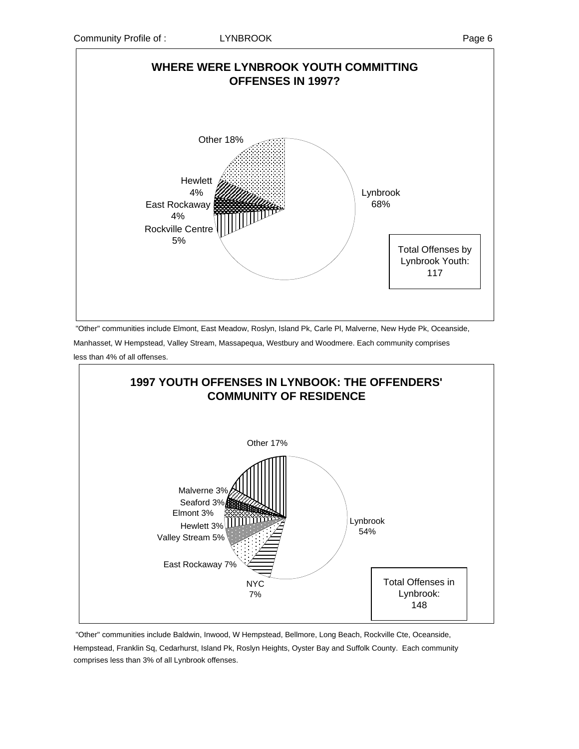## WHERE WERE LYNBROOK YOUTH COMMITTING OFFENSES IN 1997?

| Location | Percent |
|---|---|
| Lynbrook | 68% |
| Rockville Centre | 5% |
| East Rockaway | 4% |
| Hewlett | 4% |
| Other | 18% |

Total Offenses by Lynbrook Youth: 117

"Other" communities include Elmont, East Meadow, Roslyn, Island Pk, Carle Pl, Malverne, New Hyde Pk, Oceanside, Manhasset, W Hempstead, Valley Stream, Massapequa, Westbury and Woodmere. Each community comprises less than 4% of all offenses.

## 1997 YOUTH OFFENSES IN LYNBOOK: THE OFFENDERS' COMMUNITY OF RESIDENCE

| Community | Percent |
|---|---|
| Lynbrook | 54% |
| NYC | 7% |
| East Rockaway | 7% |
| Valley Stream | 5% |
| Hewlett | 3% |
| Elmont | 3% |
| Seaford | 3% |
| Malverne | 3% |
| Other | 17% |

Total Offenses in Lynbrook: 148

"Other" communities include Baldwin, Inwood, W Hempstead, Bellmore, Long Beach, Rockville Cte, Oceanside, Hempstead, Franklin Sq, Cedarhurst, Island Pk, Roslyn Heights, Oyster Bay and Suffolk County. Each community comprises less than 3% of all Lynbrook offenses.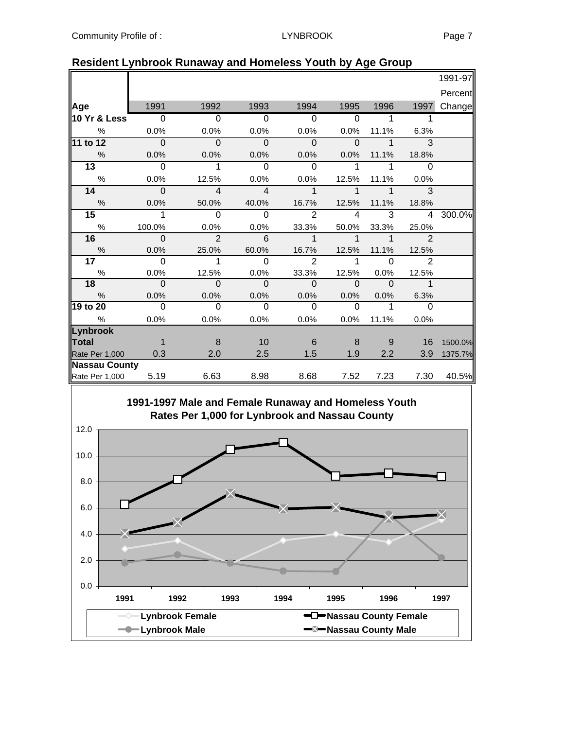## Resident Lynbrook Runaway and Homeless Youth by Age Group

| Age | 1991 | 1992 | 1993 | 1994 | 1995 | 1996 | 1997 | 1991-97 Percent Change |
|---|---|---|---|---|---|---|---|---|
| **10 Yr & Less** | 0 | 0 | 0 | 0 | 0 | 1 | 1 | |
| % | 0.0% | 0.0% | 0.0% | 0.0% | 0.0% | 11.1% | 6.3% | |
| **11 to 12** | 0 | 0 | 0 | 0 | 0 | 1 | 3 | |
| % | 0.0% | 0.0% | 0.0% | 0.0% | 0.0% | 11.1% | 18.8% | |
| **13** | 0 | 1 | 0 | 0 | 1 | 1 | 0 | |
| % | 0.0% | 12.5% | 0.0% | 0.0% | 12.5% | 11.1% | 0.0% | |
| **14** | 0 | 4 | 4 | 1 | 1 | 1 | 3 | |
| % | 0.0% | 50.0% | 40.0% | 16.7% | 12.5% | 11.1% | 18.8% | |
| **15** | 1 | 0 | 0 | 2 | 4 | 3 | 4 | 300.0% |
| % | 100.0% | 0.0% | 0.0% | 33.3% | 50.0% | 33.3% | 25.0% | |
| **16** | 0 | 2 | 6 | 1 | 1 | 1 | 2 | |
| % | 0.0% | 25.0% | 60.0% | 16.7% | 12.5% | 11.1% | 12.5% | |
| **17** | 0 | 1 | 0 | 2 | 1 | 0 | 2 | |
| % | 0.0% | 12.5% | 0.0% | 33.3% | 12.5% | 0.0% | 12.5% | |
| **18** | 0 | 0 | 0 | 0 | 0 | 0 | 1 | |
| % | 0.0% | 0.0% | 0.0% | 0.0% | 0.0% | 0.0% | 6.3% | |
| **19 to 20** | 0 | 0 | 0 | 0 | 0 | 1 | 0 | |
| % | 0.0% | 0.0% | 0.0% | 0.0% | 0.0% | 11.1% | 0.0% | |
| **Lynbrook Total** | 1 | 8 | 10 | 6 | 8 | 9 | 16 | 1500.0% |
| Rate Per 1,000 | 0.3 | 2.0 | 2.5 | 1.5 | 1.9 | 2.2 | 3.9 | 1375.7% |
| **Nassau County** | | | | | | | | |
| Rate Per 1,000 | 5.19 | 6.63 | 8.98 | 8.68 | 7.52 | 7.23 | 7.30 | 40.5% |

**1991-1997 Male and Female Runaway and Homeless Youth Rates Per 1,000 for Lynbrook and Nassau County**

Legend: Lynbrook Female; Lynbrook Male; Nassau County Female; Nassau County Male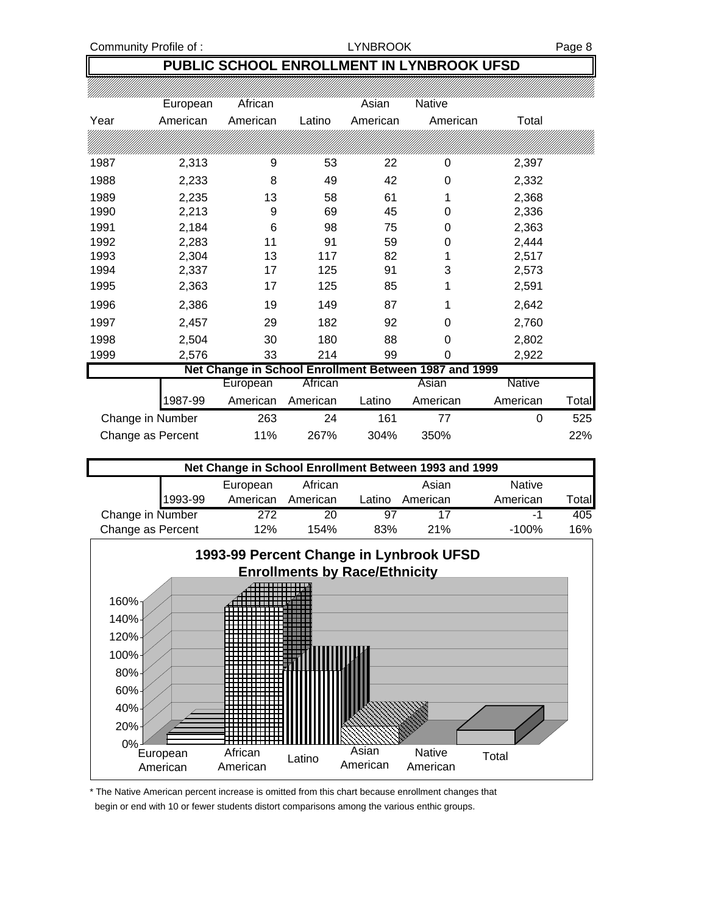# PUBLIC SCHOOL ENROLLMENT IN LYNBROOK UFSD

| Year | European American | African American | Latino | Asian American | Native American | Total |
|---|---|---|---|---|---|---|
| 1987 | 2,313 | 9 | 53 | 22 | 0 | 2,397 |
| 1988 | 2,233 | 8 | 49 | 42 | 0 | 2,332 |
| 1989 | 2,235 | 13 | 58 | 61 | 1 | 2,368 |
| 1990 | 2,213 | 9 | 69 | 45 | 0 | 2,336 |
| 1991 | 2,184 | 6 | 98 | 75 | 0 | 2,363 |
| 1992 | 2,283 | 11 | 91 | 59 | 0 | 2,444 |
| 1993 | 2,304 | 13 | 117 | 82 | 1 | 2,517 |
| 1994 | 2,337 | 17 | 125 | 91 | 3 | 2,573 |
| 1995 | 2,363 | 17 | 125 | 85 | 1 | 2,591 |
| 1996 | 2,386 | 19 | 149 | 87 | 1 | 2,642 |
| 1997 | 2,457 | 29 | 182 | 92 | 0 | 2,760 |
| 1998 | 2,504 | 30 | 180 | 88 | 0 | 2,802 |
| 1999 | 2,576 | 33 | 214 | 99 | 0 | 2,922 |

## Net Change in School Enrollment Between 1987 and 1999

| 1987-99 | European American | African American | Latino | Asian American | Native American | Total |
|---|---|---|---|---|---|---|
| Change in Number | 263 | 24 | 161 | 77 | 0 | 525 |
| Change as Percent | 11% | 267% | 304% | 350% | | 22% |

## Net Change in School Enrollment Between 1993 and 1999

| 1993-99 | European American | African American | Latino | Asian American | Native American | Total |
|---|---|---|---|---|---|---|
| Change in Number | 272 | 20 | 97 | 17 | -1 | 405 |
| Change as Percent | 12% | 154% | 83% | 21% | -100% | 16% |

## 1993-99 Percent Change in Lynbrook UFSD Enrollments by Race/Ethnicity

\* The Native American percent increase is omitted from this chart because enrollment changes that begin or end with 10 or fewer students distort comparisons among the various enthic groups.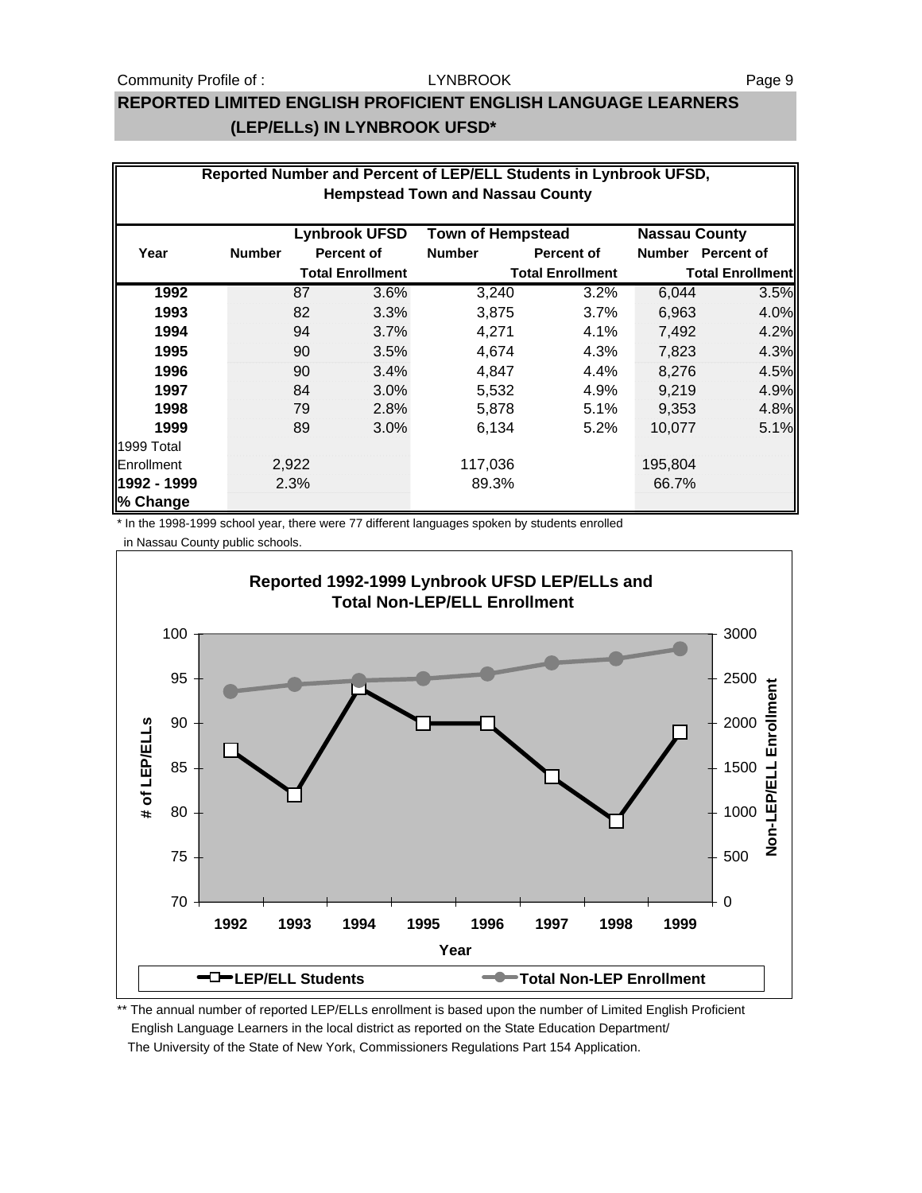# REPORTED LIMITED ENGLISH PROFICIENT ENGLISH LANGUAGE LEARNERS (LEP/ELLs) IN LYNBROOK UFSD*

**Reported Number and Percent of LEP/ELL Students in Lynbrook UFSD, Hempstead Town and Nassau County**

| Year | Lynbrook UFSD Number | Lynbrook UFSD Percent of Total Enrollment | Town of Hempstead Number | Town of Hempstead Percent of Total Enrollment | Nassau County Number | Nassau County Percent of Total Enrollment |
|---|---|---|---|---|---|---|
| **1992** | 87 | 3.6% | 3,240 | 3.2% | 6,044 | 3.5% |
| **1993** | 82 | 3.3% | 3,875 | 3.7% | 6,963 | 4.0% |
| **1994** | 94 | 3.7% | 4,271 | 4.1% | 7,492 | 4.2% |
| **1995** | 90 | 3.5% | 4,674 | 4.3% | 7,823 | 4.3% |
| **1996** | 90 | 3.4% | 4,847 | 4.4% | 8,276 | 4.5% |
| **1997** | 84 | 3.0% | 5,532 | 4.9% | 9,219 | 4.9% |
| **1998** | 79 | 2.8% | 5,878 | 5.1% | 9,353 | 4.8% |
| **1999** | 89 | 3.0% | 6,134 | 5.2% | 10,077 | 5.1% |
| 1999 Total Enrollment | 2,922 | | 117,036 | | 195,804 | |
| **1992 - 1999 % Change** | 2.3% | | 89.3% | | 66.7% | |

\* In the 1998-1999 school year, there were 77 different languages spoken by students enrolled in Nassau County public schools.

**Reported 1992-1999 Lynbrook UFSD LEP/ELLs and Total Non-LEP/ELL Enrollment**

\*\* The annual number of reported LEP/ELLs enrollment is based upon the number of Limited English Proficient English Language Learners in the local district as reported on the State Education Department/ The University of the State of New York, Commissioners Regulations Part 154 Application.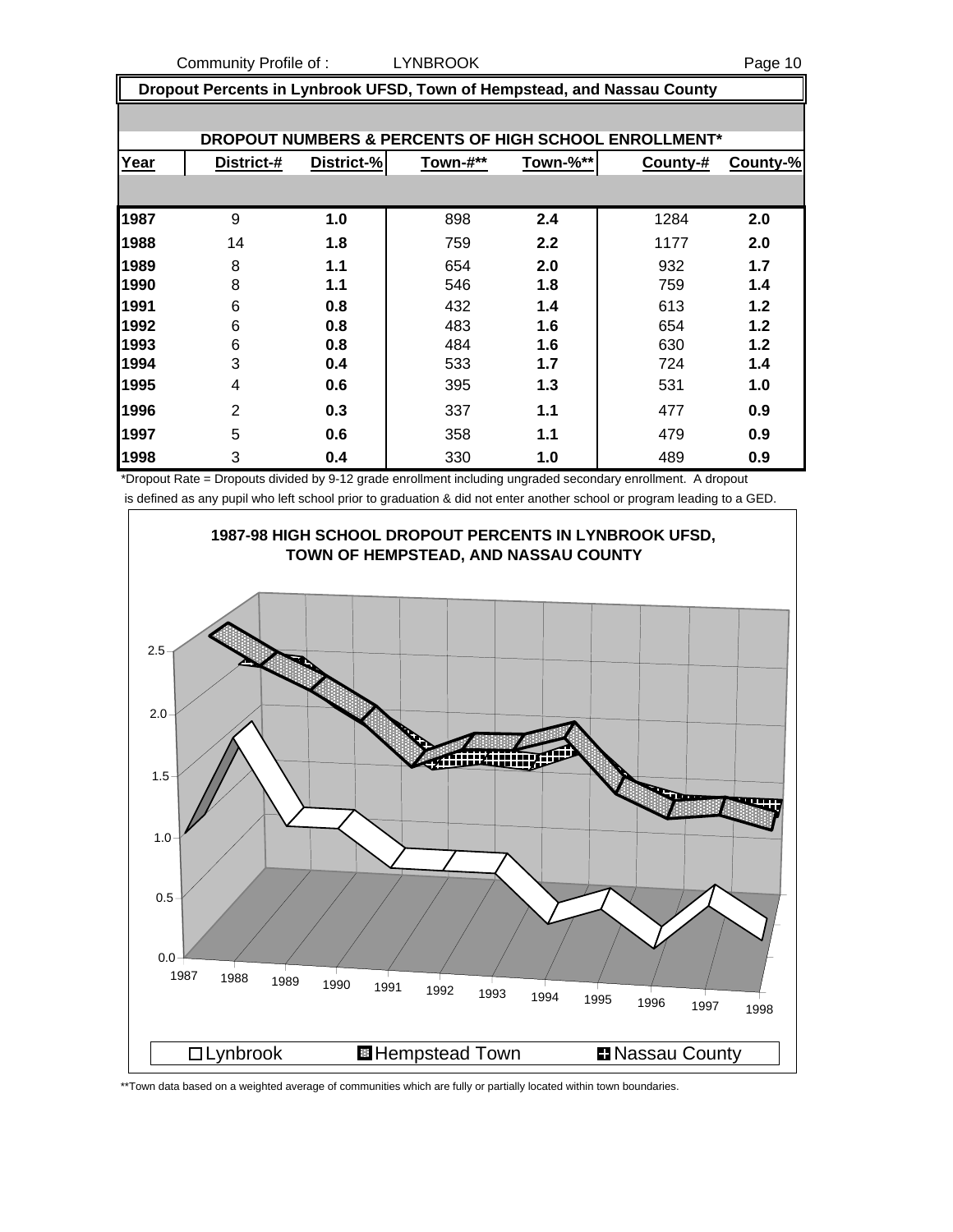## Dropout Percents in Lynbrook UFSD, Town of Hempstead, and Nassau County

### DROPOUT NUMBERS & PERCENTS OF HIGH SCHOOL ENROLLMENT*

| Year | District-# | District-% | Town-#** | Town-%** | County-# | County-% |
|---|---|---|---|---|---|---|
| 1987 | 9 | 1.0 | 898 | 2.4 | 1284 | 2.0 |
| 1988 | 14 | 1.8 | 759 | 2.2 | 1177 | 2.0 |
| 1989 | 8 | 1.1 | 654 | 2.0 | 932 | 1.7 |
| 1990 | 8 | 1.1 | 546 | 1.8 | 759 | 1.4 |
| 1991 | 6 | 0.8 | 432 | 1.4 | 613 | 1.2 |
| 1992 | 6 | 0.8 | 483 | 1.6 | 654 | 1.2 |
| 1993 | 6 | 0.8 | 484 | 1.6 | 630 | 1.2 |
| 1994 | 3 | 0.4 | 533 | 1.7 | 724 | 1.4 |
| 1995 | 4 | 0.6 | 395 | 1.3 | 531 | 1.0 |
| 1996 | 2 | 0.3 | 337 | 1.1 | 477 | 0.9 |
| 1997 | 5 | 0.6 | 358 | 1.1 | 479 | 0.9 |
| 1998 | 3 | 0.4 | 330 | 1.0 | 489 | 0.9 |

*Dropout Rate = Dropouts divided by 9-12 grade enrollment including ungraded secondary enrollment. A dropout is defined as any pupil who left school prior to graduation & did not enter another school or program leading to a GED.

**1987-98 HIGH SCHOOL DROPOUT PERCENTS IN LYNBROOK UFSD, TOWN OF HEMPSTEAD, AND NASSAU COUNTY**

Legend: Lynbrook, Hempstead Town, Nassau County

**Town data based on a weighted average of communities which are fully or partially located within town boundaries.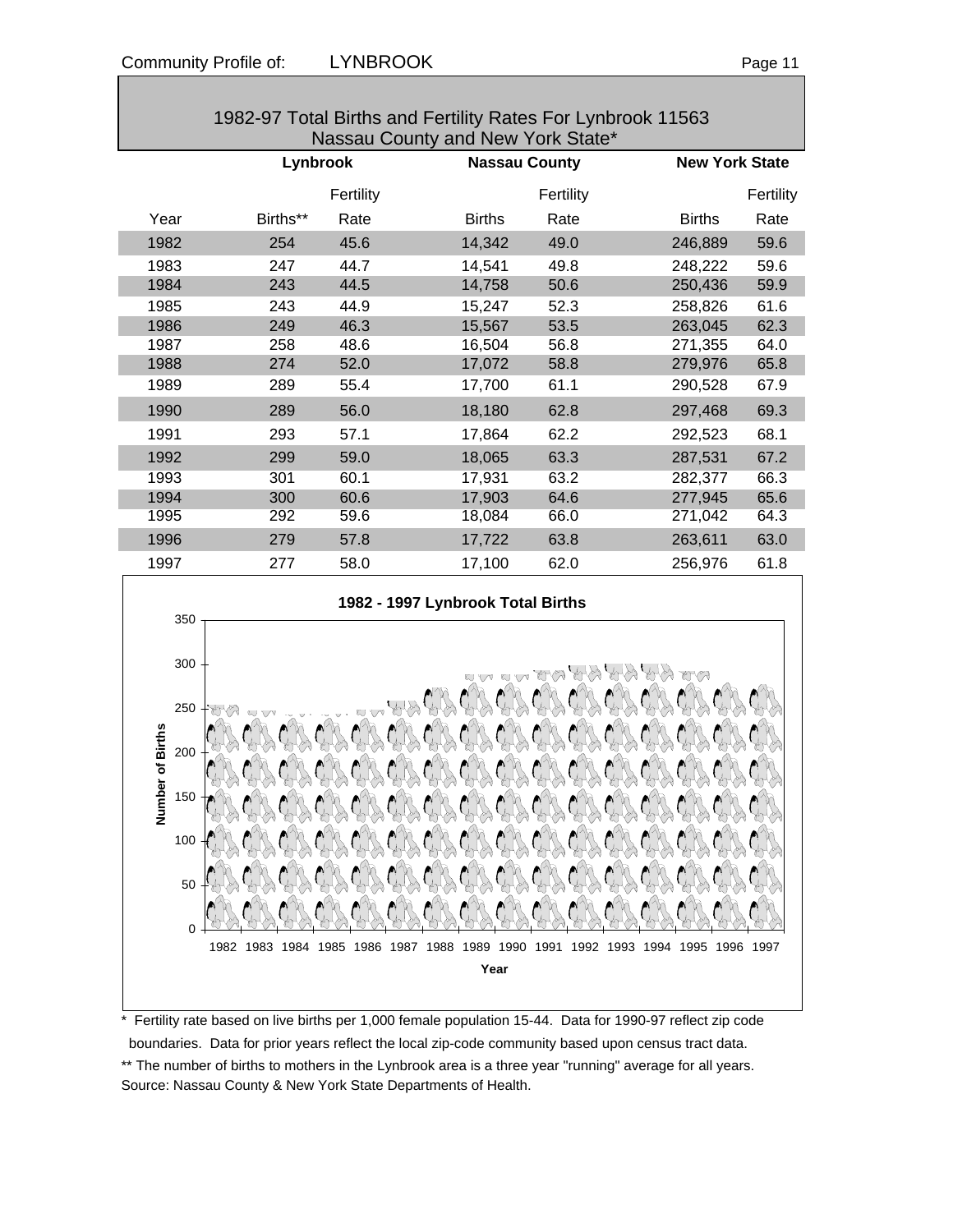## 1982-97 Total Births and Fertility Rates For Lynbrook 11563 Nassau County and New York State*

| | Lynbrook | | Nassau County | | New York State | |
|---|---|---|---|---|---|---|
| Year | Births** | Fertility Rate | Births | Fertility Rate | Births | Fertility Rate |
| 1982 | 254 | 45.6 | 14,342 | 49.0 | 246,889 | 59.6 |
| 1983 | 247 | 44.7 | 14,541 | 49.8 | 248,222 | 59.6 |
| 1984 | 243 | 44.5 | 14,758 | 50.6 | 250,436 | 59.9 |
| 1985 | 243 | 44.9 | 15,247 | 52.3 | 258,826 | 61.6 |
| 1986 | 249 | 46.3 | 15,567 | 53.5 | 263,045 | 62.3 |
| 1987 | 258 | 48.6 | 16,504 | 56.8 | 271,355 | 64.0 |
| 1988 | 274 | 52.0 | 17,072 | 58.8 | 279,976 | 65.8 |
| 1989 | 289 | 55.4 | 17,700 | 61.1 | 290,528 | 67.9 |
| 1990 | 289 | 56.0 | 18,180 | 62.8 | 297,468 | 69.3 |
| 1991 | 293 | 57.1 | 17,864 | 62.2 | 292,523 | 68.1 |
| 1992 | 299 | 59.0 | 18,065 | 63.3 | 287,531 | 67.2 |
| 1993 | 301 | 60.1 | 17,931 | 63.2 | 282,377 | 66.3 |
| 1994 | 300 | 60.6 | 17,903 | 64.6 | 277,945 | 65.6 |
| 1995 | 292 | 59.6 | 18,084 | 66.0 | 271,042 | 64.3 |
| 1996 | 279 | 57.8 | 17,722 | 63.8 | 263,611 | 63.0 |
| 1997 | 277 | 58.0 | 17,100 | 62.0 | 256,976 | 61.8 |

**1982 - 1997 Lynbrook Total Births**

* Fertility rate based on live births per 1,000 female population 15-44. Data for 1990-97 reflect zip code boundaries. Data for prior years reflect the local zip-code community based upon census tract data.

** The number of births to mothers in the Lynbrook area is a three year "running" average for all years.

Source: Nassau County & New York State Departments of Health.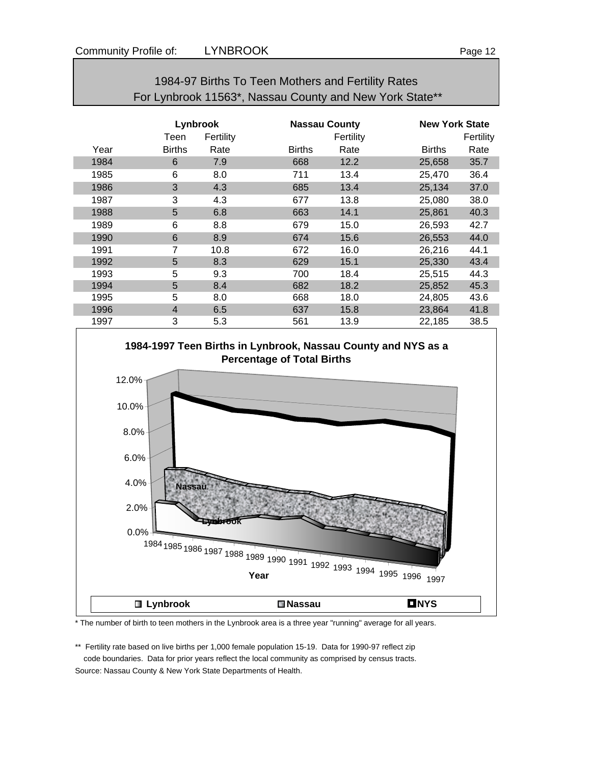## 1984-97 Births To Teen Mothers and Fertility Rates For Lynbrook 11563*, Nassau County and New York State**

| | Lynbrook | | Nassau County | | New York State | |
|---|---|---|---|---|---|---|
| | Teen | Fertility | | Fertility | | Fertility |
| Year | Births | Rate | Births | Rate | Births | Rate |
| 1984 | 6 | 7.9 | 668 | 12.2 | 25,658 | 35.7 |
| 1985 | 6 | 8.0 | 711 | 13.4 | 25,470 | 36.4 |
| 1986 | 3 | 4.3 | 685 | 13.4 | 25,134 | 37.0 |
| 1987 | 3 | 4.3 | 677 | 13.8 | 25,080 | 38.0 |
| 1988 | 5 | 6.8 | 663 | 14.1 | 25,861 | 40.3 |
| 1989 | 6 | 8.8 | 679 | 15.0 | 26,593 | 42.7 |
| 1990 | 6 | 8.9 | 674 | 15.6 | 26,553 | 44.0 |
| 1991 | 7 | 10.8 | 672 | 16.0 | 26,216 | 44.1 |
| 1992 | 5 | 8.3 | 629 | 15.1 | 25,330 | 43.4 |
| 1993 | 5 | 9.3 | 700 | 18.4 | 25,515 | 44.3 |
| 1994 | 5 | 8.4 | 682 | 18.2 | 25,852 | 45.3 |
| 1995 | 5 | 8.0 | 668 | 18.0 | 24,805 | 43.6 |
| 1996 | 4 | 6.5 | 637 | 15.8 | 23,864 | 41.8 |
| 1997 | 3 | 5.3 | 561 | 13.9 | 22,185 | 38.5 |

**1984-1997 Teen Births in Lynbrook, Nassau County and NYS as a Percentage of Total Births**

\* The number of birth to teen mothers in the Lynbrook area is a three year "running" average for all years.

\*\* Fertility rate based on live births per 1,000 female population 15-19. Data for 1990-97 reflect zip code boundaries. Data for prior years reflect the local community as comprised by census tracts.

Source: Nassau County & New York State Departments of Health.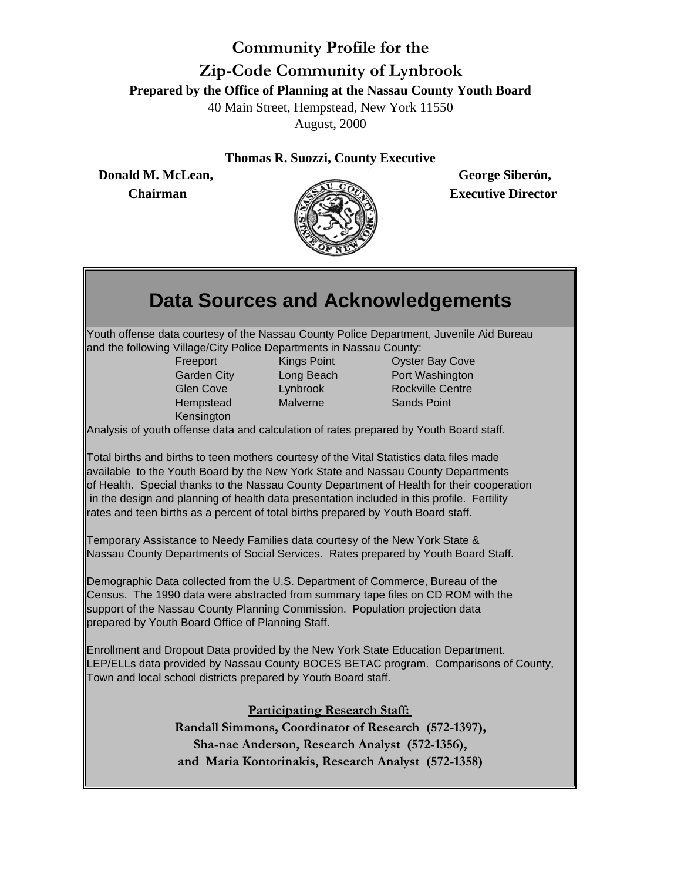# Community Profile for the

# Zip-Code Community of Lynbrook

**Prepared by the Office of Planning at the Nassau County Youth Board**

40 Main Street, Hempstead, New York 11550

August, 2000

**Thomas R. Suozzi, County Executive**

**Donald M. McLean,**
**Chairman**

**George Siberón,**
**Executive Director**

## Data Sources and Acknowledgements

Youth offense data courtesy of the Nassau County Police Department, Juvenile Aid Bureau and the following Village/City Police Departments in Nassau County:

| | | |
|---|---|---|
| Freeport | Kings Point | Oyster Bay Cove |
| Garden City | Long Beach | Port Washington |
| Glen Cove | Lynbrook | Rockville Centre |
| Hempstead | Malverne | Sands Point |
| Kensington | | |

Analysis of youth offense data and calculation of rates prepared by Youth Board staff.

Total births and births to teen mothers courtesy of the Vital Statistics data files made available to the Youth Board by the New York State and Nassau County Departments of Health. Special thanks to the Nassau County Department of Health for their cooperation in the design and planning of health data presentation included in this profile. Fertility rates and teen births as a percent of total births prepared by Youth Board staff.

Temporary Assistance to Needy Families data courtesy of the New York State & Nassau County Departments of Social Services. Rates prepared by Youth Board Staff.

Demographic Data collected from the U.S. Department of Commerce, Bureau of the Census. The 1990 data were abstracted from summary tape files on CD ROM with the support of the Nassau County Planning Commission. Population projection data prepared by Youth Board Office of Planning Staff.

Enrollment and Dropout Data provided by the New York State Education Department. LEP/ELLs data provided by Nassau County BOCES BETAC program. Comparisons of County, Town and local school districts prepared by Youth Board staff.

**Participating Research Staff:**

**Randall Simmons, Coordinator of Research (572-1397),**
**Sha-nae Anderson, Research Analyst (572-1356),**
**and Maria Kontorinakis, Research Analyst (572-1358)**